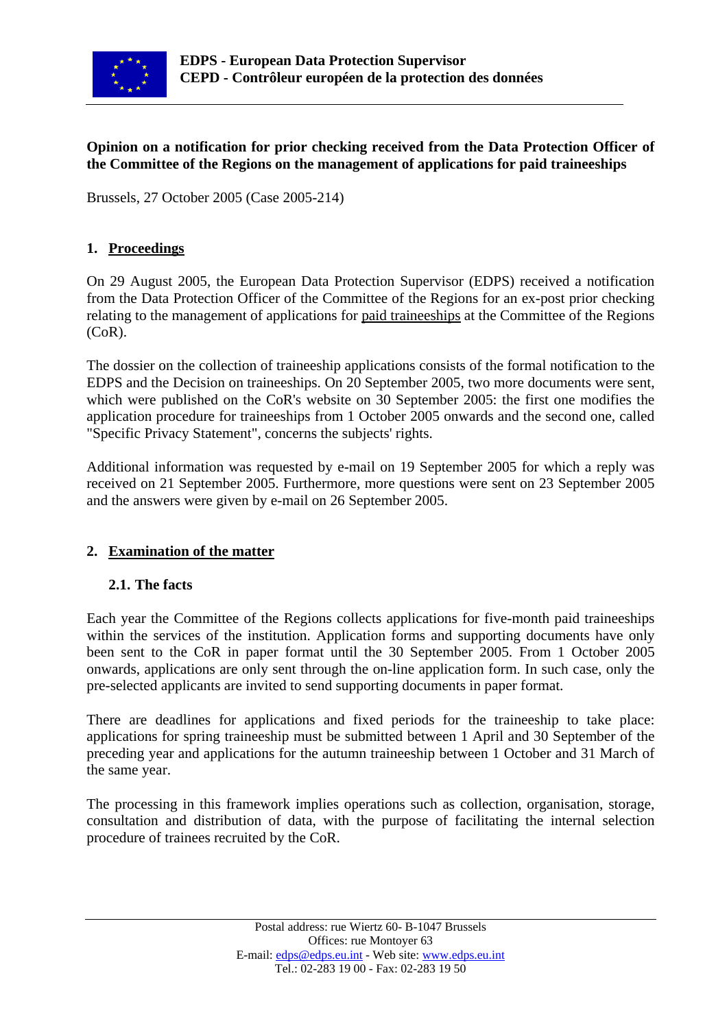**EDPS - European Data Protection Supervisor**
**CEPD - Contrôleur européen de la protection des données**

**Opinion on a notification for prior checking received from the Data Protection Officer of the Committee of the Regions on the management of applications for paid traineeships**

Brussels, 27 October 2005 (Case 2005-214)

## 1. Proceedings

On 29 August 2005, the European Data Protection Supervisor (EDPS) received a notification from the Data Protection Officer of the Committee of the Regions for an ex-post prior checking relating to the management of applications for paid traineeships at the Committee of the Regions (CoR).

The dossier on the collection of traineeship applications consists of the formal notification to the EDPS and the Decision on traineeships. On 20 September 2005, two more documents were sent, which were published on the CoR's website on 30 September 2005: the first one modifies the application procedure for traineeships from 1 October 2005 onwards and the second one, called "Specific Privacy Statement", concerns the subjects' rights.

Additional information was requested by e-mail on 19 September 2005 for which a reply was received on 21 September 2005. Furthermore, more questions were sent on 23 September 2005 and the answers were given by e-mail on 26 September 2005.

## 2. Examination of the matter

### 2.1. The facts

Each year the Committee of the Regions collects applications for five-month paid traineeships within the services of the institution. Application forms and supporting documents have only been sent to the CoR in paper format until the 30 September 2005. From 1 October 2005 onwards, applications are only sent through the on-line application form. In such case, only the pre-selected applicants are invited to send supporting documents in paper format.

There are deadlines for applications and fixed periods for the traineeship to take place: applications for spring traineeship must be submitted between 1 April and 30 September of the preceding year and applications for the autumn traineeship between 1 October and 31 March of the same year.

The processing in this framework implies operations such as collection, organisation, storage, consultation and distribution of data, with the purpose of facilitating the internal selection procedure of trainees recruited by the CoR.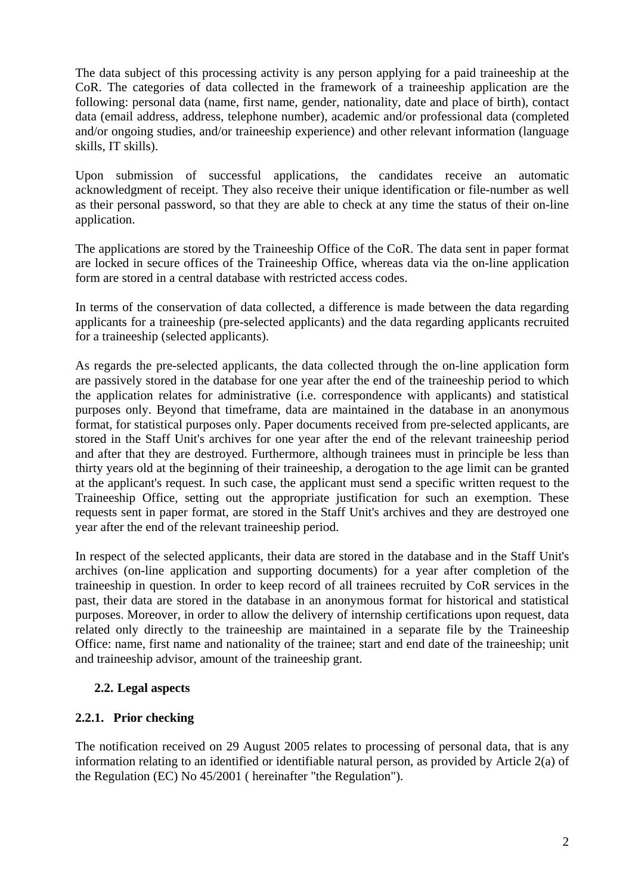The data subject of this processing activity is any person applying for a paid traineeship at the CoR. The categories of data collected in the framework of a traineeship application are the following: personal data (name, first name, gender, nationality, date and place of birth), contact data (email address, address, telephone number), academic and/or professional data (completed and/or ongoing studies, and/or traineeship experience) and other relevant information (language skills, IT skills).

Upon submission of successful applications, the candidates receive an automatic acknowledgment of receipt. They also receive their unique identification or file-number as well as their personal password, so that they are able to check at any time the status of their on-line application.

The applications are stored by the Traineeship Office of the CoR. The data sent in paper format are locked in secure offices of the Traineeship Office, whereas data via the on-line application form are stored in a central database with restricted access codes.

In terms of the conservation of data collected, a difference is made between the data regarding applicants for a traineeship (pre-selected applicants) and the data regarding applicants recruited for a traineeship (selected applicants).

As regards the pre-selected applicants, the data collected through the on-line application form are passively stored in the database for one year after the end of the traineeship period to which the application relates for administrative (i.e. correspondence with applicants) and statistical purposes only. Beyond that timeframe, data are maintained in the database in an anonymous format, for statistical purposes only. Paper documents received from pre-selected applicants, are stored in the Staff Unit's archives for one year after the end of the relevant traineeship period and after that they are destroyed. Furthermore, although trainees must in principle be less than thirty years old at the beginning of their traineeship, a derogation to the age limit can be granted at the applicant's request. In such case, the applicant must send a specific written request to the Traineeship Office, setting out the appropriate justification for such an exemption. These requests sent in paper format, are stored in the Staff Unit's archives and they are destroyed one year after the end of the relevant traineeship period.

In respect of the selected applicants, their data are stored in the database and in the Staff Unit's archives (on-line application and supporting documents) for a year after completion of the traineeship in question. In order to keep record of all trainees recruited by CoR services in the past, their data are stored in the database in an anonymous format for historical and statistical purposes. Moreover, in order to allow the delivery of internship certifications upon request, data related only directly to the traineeship are maintained in a separate file by the Traineeship Office: name, first name and nationality of the trainee; start and end date of the traineeship; unit and traineeship advisor, amount of the traineeship grant.

## 2.2. Legal aspects

### 2.2.1. Prior checking

The notification received on 29 August 2005 relates to processing of personal data, that is any information relating to an identified or identifiable natural person, as provided by Article 2(a) of the Regulation (EC) No 45/2001 ( hereinafter "the Regulation").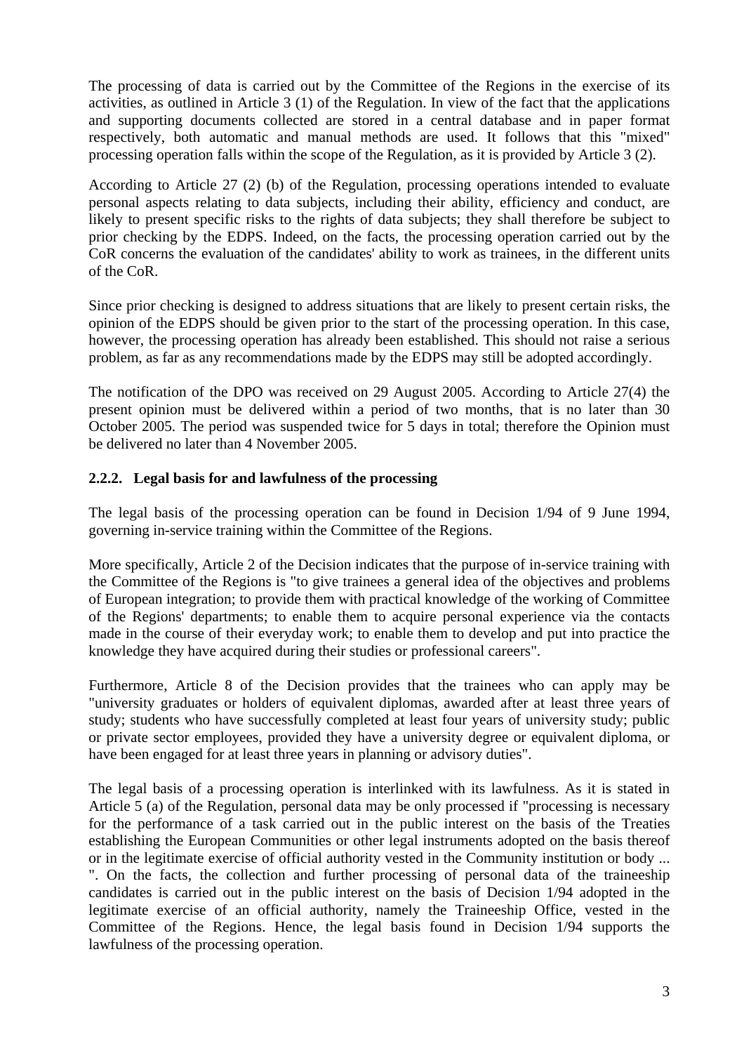The processing of data is carried out by the Committee of the Regions in the exercise of its activities, as outlined in Article 3 (1) of the Regulation. In view of the fact that the applications and supporting documents collected are stored in a central database and in paper format respectively, both automatic and manual methods are used. It follows that this "mixed" processing operation falls within the scope of the Regulation, as it is provided by Article 3 (2).

According to Article 27 (2) (b) of the Regulation, processing operations intended to evaluate personal aspects relating to data subjects, including their ability, efficiency and conduct, are likely to present specific risks to the rights of data subjects; they shall therefore be subject to prior checking by the EDPS. Indeed, on the facts, the processing operation carried out by the CoR concerns the evaluation of the candidates' ability to work as trainees, in the different units of the CoR.

Since prior checking is designed to address situations that are likely to present certain risks, the opinion of the EDPS should be given prior to the start of the processing operation. In this case, however, the processing operation has already been established. This should not raise a serious problem, as far as any recommendations made by the EDPS may still be adopted accordingly.

The notification of the DPO was received on 29 August 2005. According to Article 27(4) the present opinion must be delivered within a period of two months, that is no later than 30 October 2005. The period was suspended twice for 5 days in total; therefore the Opinion must be delivered no later than 4 November 2005.

### 2.2.2. Legal basis for and lawfulness of the processing

The legal basis of the processing operation can be found in Decision 1/94 of 9 June 1994, governing in-service training within the Committee of the Regions.

More specifically, Article 2 of the Decision indicates that the purpose of in-service training with the Committee of the Regions is "to give trainees a general idea of the objectives and problems of European integration; to provide them with practical knowledge of the working of Committee of the Regions' departments; to enable them to acquire personal experience via the contacts made in the course of their everyday work; to enable them to develop and put into practice the knowledge they have acquired during their studies or professional careers".

Furthermore, Article 8 of the Decision provides that the trainees who can apply may be "university graduates or holders of equivalent diplomas, awarded after at least three years of study; students who have successfully completed at least four years of university study; public or private sector employees, provided they have a university degree or equivalent diploma, or have been engaged for at least three years in planning or advisory duties".

The legal basis of a processing operation is interlinked with its lawfulness. As it is stated in Article 5 (a) of the Regulation, personal data may be only processed if "processing is necessary for the performance of a task carried out in the public interest on the basis of the Treaties establishing the European Communities or other legal instruments adopted on the basis thereof or in the legitimate exercise of official authority vested in the Community institution or body ... ". On the facts, the collection and further processing of personal data of the traineeship candidates is carried out in the public interest on the basis of Decision 1/94 adopted in the legitimate exercise of an official authority, namely the Traineeship Office, vested in the Committee of the Regions. Hence, the legal basis found in Decision 1/94 supports the lawfulness of the processing operation.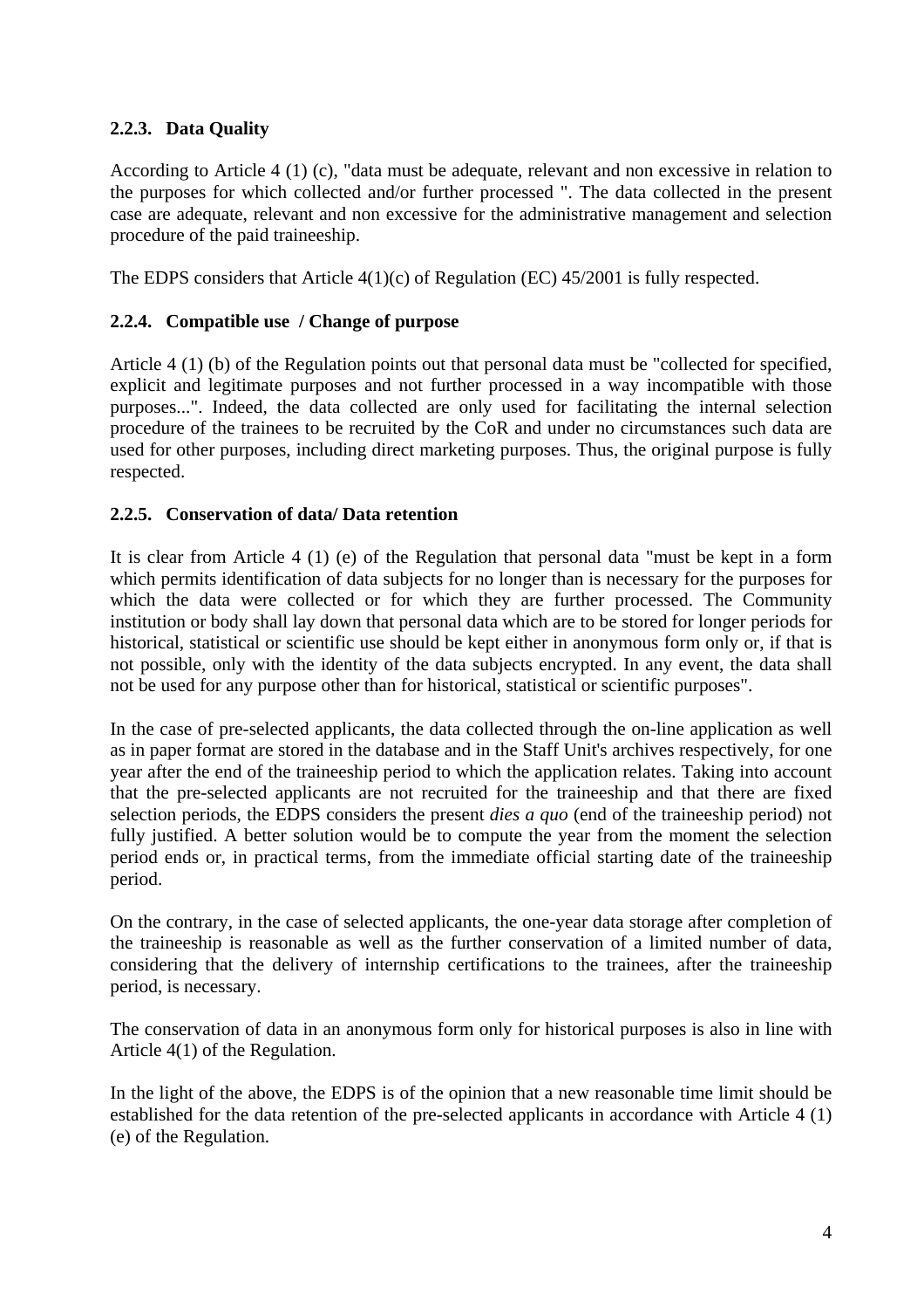### 2.2.3. Data Quality

According to Article 4 (1) (c), "data must be adequate, relevant and non excessive in relation to the purposes for which collected and/or further processed ". The data collected in the present case are adequate, relevant and non excessive for the administrative management and selection procedure of the paid traineeship.

The EDPS considers that Article 4(1)(c) of Regulation (EC) 45/2001 is fully respected.

### 2.2.4. Compatible use / Change of purpose

Article 4 (1) (b) of the Regulation points out that personal data must be "collected for specified, explicit and legitimate purposes and not further processed in a way incompatible with those purposes...". Indeed, the data collected are only used for facilitating the internal selection procedure of the trainees to be recruited by the CoR and under no circumstances such data are used for other purposes, including direct marketing purposes. Thus, the original purpose is fully respected.

### 2.2.5. Conservation of data/ Data retention

It is clear from Article 4 (1) (e) of the Regulation that personal data "must be kept in a form which permits identification of data subjects for no longer than is necessary for the purposes for which the data were collected or for which they are further processed. The Community institution or body shall lay down that personal data which are to be stored for longer periods for historical, statistical or scientific use should be kept either in anonymous form only or, if that is not possible, only with the identity of the data subjects encrypted. In any event, the data shall not be used for any purpose other than for historical, statistical or scientific purposes".

In the case of pre-selected applicants, the data collected through the on-line application as well as in paper format are stored in the database and in the Staff Unit's archives respectively, for one year after the end of the traineeship period to which the application relates. Taking into account that the pre-selected applicants are not recruited for the traineeship and that there are fixed selection periods, the EDPS considers the present *dies a quo* (end of the traineeship period) not fully justified. A better solution would be to compute the year from the moment the selection period ends or, in practical terms, from the immediate official starting date of the traineeship period.

On the contrary, in the case of selected applicants, the one-year data storage after completion of the traineeship is reasonable as well as the further conservation of a limited number of data, considering that the delivery of internship certifications to the trainees, after the traineeship period, is necessary.

The conservation of data in an anonymous form only for historical purposes is also in line with Article 4(1) of the Regulation.

In the light of the above, the EDPS is of the opinion that a new reasonable time limit should be established for the data retention of the pre-selected applicants in accordance with Article 4 (1) (e) of the Regulation.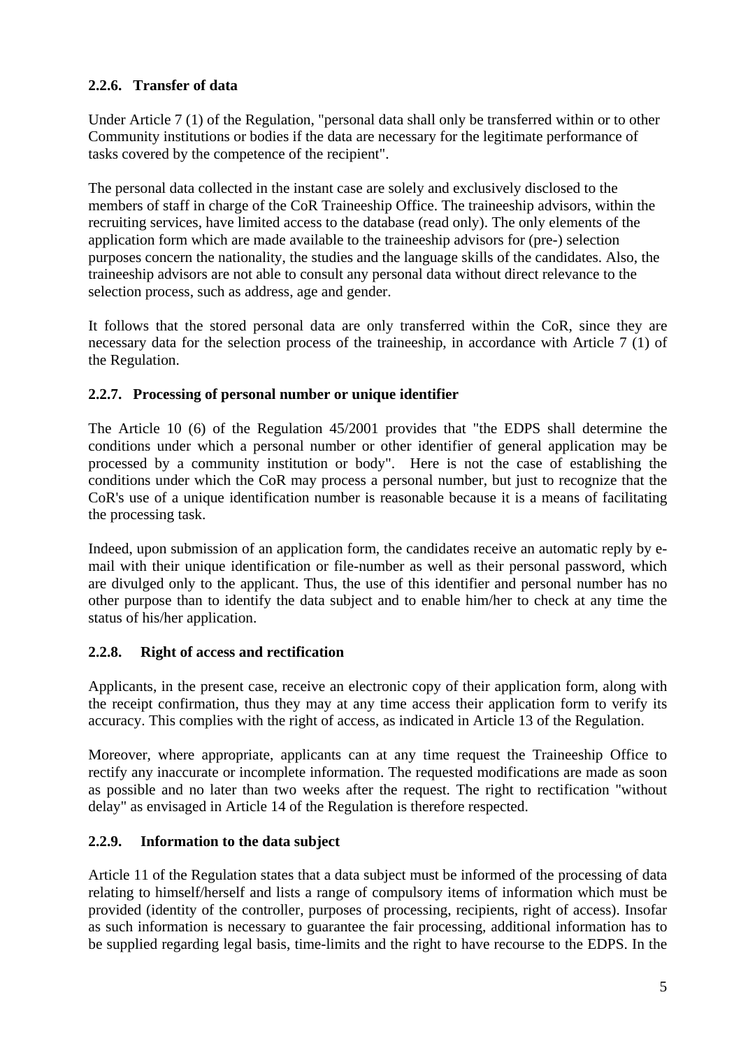### 2.2.6. Transfer of data

Under Article 7 (1) of the Regulation, "personal data shall only be transferred within or to other Community institutions or bodies if the data are necessary for the legitimate performance of tasks covered by the competence of the recipient".

The personal data collected in the instant case are solely and exclusively disclosed to the members of staff in charge of the CoR Traineeship Office. The traineeship advisors, within the recruiting services, have limited access to the database (read only). The only elements of the application form which are made available to the traineeship advisors for (pre-) selection purposes concern the nationality, the studies and the language skills of the candidates. Also, the traineeship advisors are not able to consult any personal data without direct relevance to the selection process, such as address, age and gender.

It follows that the stored personal data are only transferred within the CoR, since they are necessary data for the selection process of the traineeship, in accordance with Article 7 (1) of the Regulation.

### 2.2.7. Processing of personal number or unique identifier

The Article 10 (6) of the Regulation 45/2001 provides that "the EDPS shall determine the conditions under which a personal number or other identifier of general application may be processed by a community institution or body". Here is not the case of establishing the conditions under which the CoR may process a personal number, but just to recognize that the CoR's use of a unique identification number is reasonable because it is a means of facilitating the processing task.

Indeed, upon submission of an application form, the candidates receive an automatic reply by e-mail with their unique identification or file-number as well as their personal password, which are divulged only to the applicant. Thus, the use of this identifier and personal number has no other purpose than to identify the data subject and to enable him/her to check at any time the status of his/her application.

### 2.2.8. Right of access and rectification

Applicants, in the present case, receive an electronic copy of their application form, along with the receipt confirmation, thus they may at any time access their application form to verify its accuracy. This complies with the right of access, as indicated in Article 13 of the Regulation.

Moreover, where appropriate, applicants can at any time request the Traineeship Office to rectify any inaccurate or incomplete information. The requested modifications are made as soon as possible and no later than two weeks after the request. The right to rectification "without delay" as envisaged in Article 14 of the Regulation is therefore respected.

### 2.2.9. Information to the data subject

Article 11 of the Regulation states that a data subject must be informed of the processing of data relating to himself/herself and lists a range of compulsory items of information which must be provided (identity of the controller, purposes of processing, recipients, right of access). Insofar as such information is necessary to guarantee the fair processing, additional information has to be supplied regarding legal basis, time-limits and the right to have recourse to the EDPS. In the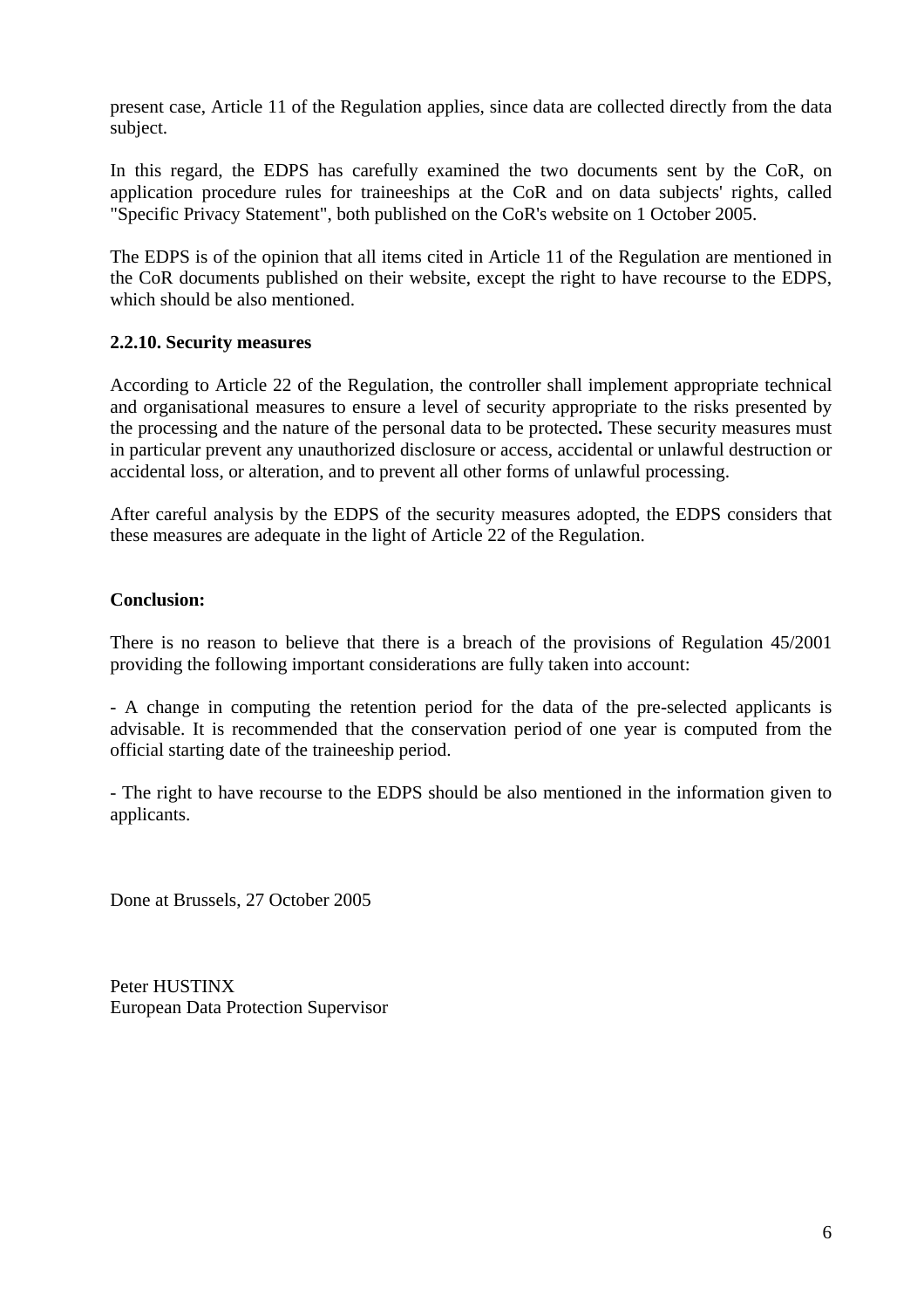present case, Article 11 of the Regulation applies, since data are collected directly from the data subject.

In this regard, the EDPS has carefully examined the two documents sent by the CoR, on application procedure rules for traineeships at the CoR and on data subjects' rights, called "Specific Privacy Statement", both published on the CoR's website on 1 October 2005.

The EDPS is of the opinion that all items cited in Article 11 of the Regulation are mentioned in the CoR documents published on their website, except the right to have recourse to the EDPS, which should be also mentioned.

**2.2.10. Security measures**

According to Article 22 of the Regulation, the controller shall implement appropriate technical and organisational measures to ensure a level of security appropriate to the risks presented by the processing and the nature of the personal data to be protected**.** These security measures must in particular prevent any unauthorized disclosure or access, accidental or unlawful destruction or accidental loss, or alteration, and to prevent all other forms of unlawful processing.

After careful analysis by the EDPS of the security measures adopted, the EDPS considers that these measures are adequate in the light of Article 22 of the Regulation.

**Conclusion:**

There is no reason to believe that there is a breach of the provisions of Regulation 45/2001 providing the following important considerations are fully taken into account:

- A change in computing the retention period for the data of the pre-selected applicants is advisable. It is recommended that the conservation period of one year is computed from the official starting date of the traineeship period.

- The right to have recourse to the EDPS should be also mentioned in the information given to applicants.

Done at Brussels, 27 October 2005

Peter HUSTINX
European Data Protection Supervisor